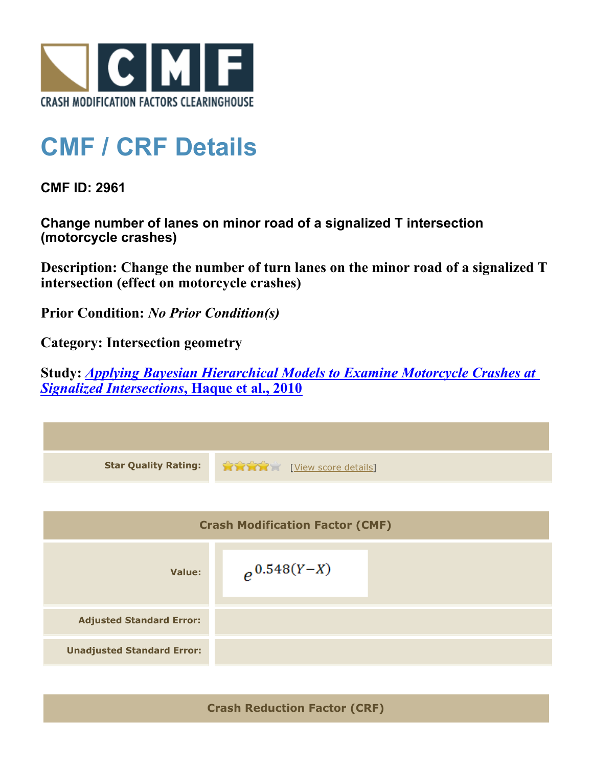CRASH MODIFICATION FACTORS CLEARINGHOUSE

# CMF / CRF Details

**CMF ID: 2961**

**Change number of lanes on minor road of a signalized T intersection (motorcycle crashes)**

**Description: Change the number of turn lanes on the minor road of a signalized T intersection (effect on motorcycle crashes)**

**Prior Condition:** ***No Prior Condition(s)***

**Category: Intersection geometry**

**Study:** ***Applying Bayesian Hierarchical Models to Examine Motorcycle Crashes at Signalized Intersections*, Haque et al., 2010**

| | |
|---|---|
| **Star Quality Rating:** | 4 of 5 stars [View score details] |

| Crash Modification Factor (CMF) | |
|---|---|
| **Value:** | $e^{0.548(Y-X)}$ |
| **Adjusted Standard Error:** | |
| **Unadjusted Standard Error:** | |

**Crash Reduction Factor (CRF)**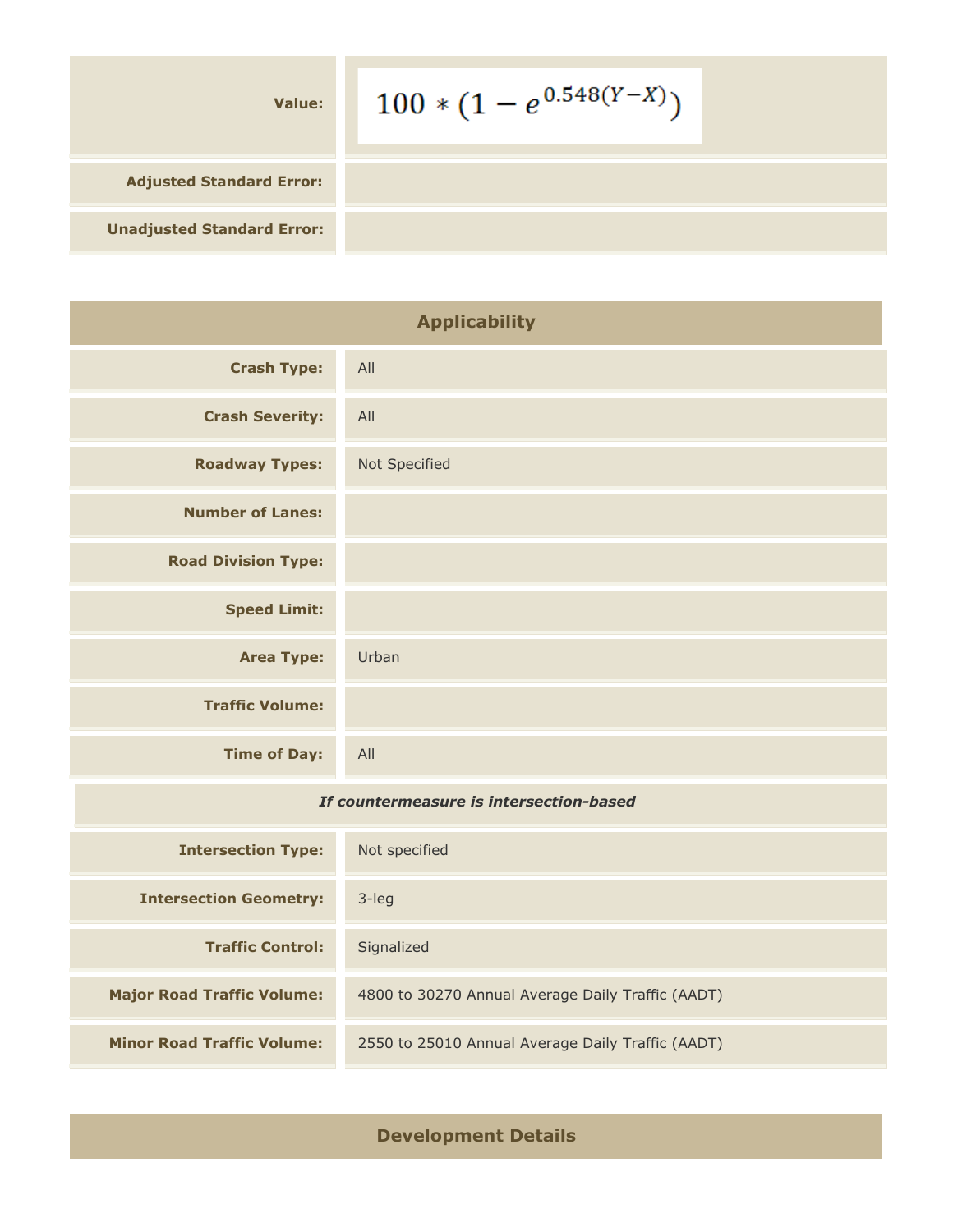| | |
|---|---|
| **Value:** | $100 * (1 - e^{0.548(Y-X)})$ |
| **Adjusted Standard Error:** | |
| **Unadjusted Standard Error:** | |

## Applicability

| | |
|---|---|
| **Crash Type:** | All |
| **Crash Severity:** | All |
| **Roadway Types:** | Not Specified |
| **Number of Lanes:** | |
| **Road Division Type:** | |
| **Speed Limit:** | |
| **Area Type:** | Urban |
| **Traffic Volume:** | |
| **Time of Day:** | All |

***If countermeasure is intersection-based***

| | |
|---|---|
| **Intersection Type:** | Not specified |
| **Intersection Geometry:** | 3-leg |
| **Traffic Control:** | Signalized |
| **Major Road Traffic Volume:** | 4800 to 30270 Annual Average Daily Traffic (AADT) |
| **Minor Road Traffic Volume:** | 2550 to 25010 Annual Average Daily Traffic (AADT) |

## Development Details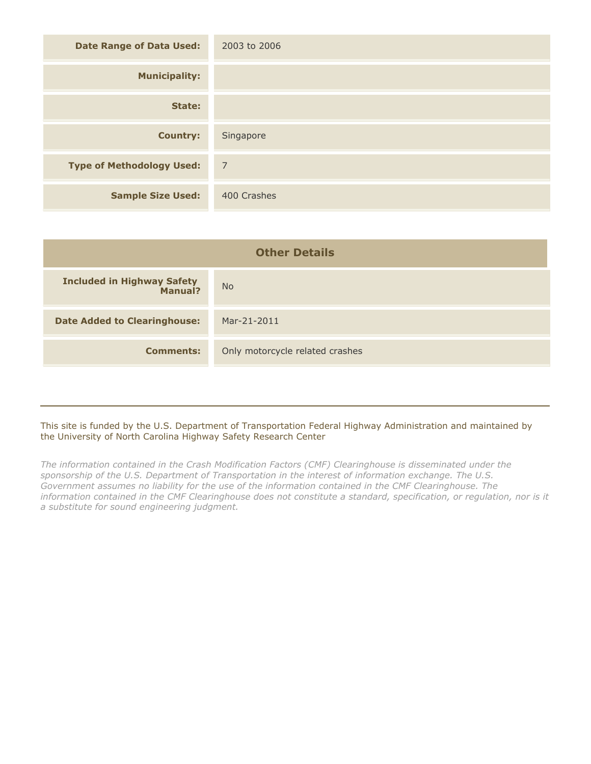| | |
|---|---|
| **Date Range of Data Used:** | 2003 to 2006 |
| **Municipality:** | |
| **State:** | |
| **Country:** | Singapore |
| **Type of Methodology Used:** | 7 |
| **Sample Size Used:** | 400 Crashes |

| Other Details | |
|---|---|
| **Included in Highway Safety Manual?** | No |
| **Date Added to Clearinghouse:** | Mar-21-2011 |
| **Comments:** | Only motorcycle related crashes |

---

This site is funded by the U.S. Department of Transportation Federal Highway Administration and maintained by the University of North Carolina Highway Safety Research Center

*The information contained in the Crash Modification Factors (CMF) Clearinghouse is disseminated under the sponsorship of the U.S. Department of Transportation in the interest of information exchange. The U.S. Government assumes no liability for the use of the information contained in the CMF Clearinghouse. The information contained in the CMF Clearinghouse does not constitute a standard, specification, or regulation, nor is it a substitute for sound engineering judgment.*